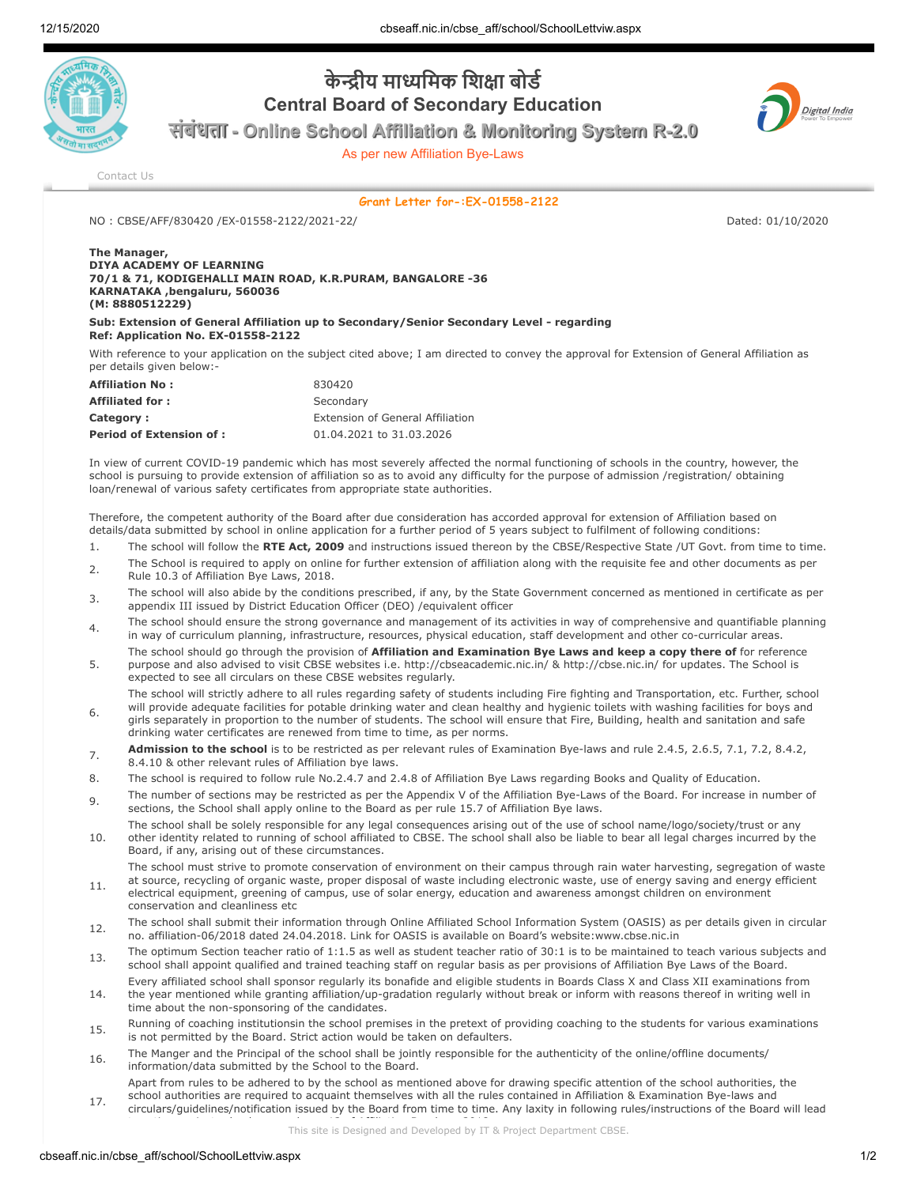# केन्द्रीय माध्यमिक शिक्षा बोर्ड

## Central Board of Secondary Education

### संबंधता - Online School Affiliation & Monitoring System R-2.0

As per new Affiliation Bye-Laws

Contact Us

**Grant Letter for-:EX-01558-2122**

NO : CBSE/AFF/830420 /EX-01558-2122/2021-22/ Dated: 01/10/2020

**The Manager,**
**DIYA ACADEMY OF LEARNING**
**70/1 & 71, KODIGEHALLI MAIN ROAD, K.R.PURAM, BANGALORE -36**
**KARNATAKA ,bengaluru, 560036**
**(M: 8880512229)**

**Sub: Extension of General Affiliation up to Secondary/Senior Secondary Level - regarding**
**Ref: Application No. EX-01558-2122**

With reference to your application on the subject cited above; I am directed to convey the approval for Extension of General Affiliation as per details given below:-

| | |
|---|---|
| **Affiliation No :** | 830420 |
| **Affiliated for :** | Secondary |
| **Category :** | Extension of General Affiliation |
| **Period of Extension of :** | 01.04.2021 to 31.03.2026 |

In view of current COVID-19 pandemic which has most severely affected the normal functioning of schools in the country, however, the school is pursuing to provide extension of affiliation so as to avoid any difficulty for the purpose of admission /registration/ obtaining loan/renewal of various safety certificates from appropriate state authorities.

Therefore, the competent authority of the Board after due consideration has accorded approval for extension of Affiliation based on details/data submitted by school in online application for a further period of 5 years subject to fulfilment of following conditions:

1. The school will follow the **RTE Act, 2009** and instructions issued thereon by the CBSE/Respective State /UT Govt. from time to time.
2. The School is required to apply on online for further extension of affiliation along with the requisite fee and other documents as per Rule 10.3 of Affiliation Bye Laws, 2018.
3. The school will also abide by the conditions prescribed, if any, by the State Government concerned as mentioned in certificate as per appendix III issued by District Education Officer (DEO) /equivalent officer
4. The school should ensure the strong governance and management of its activities in way of comprehensive and quantifiable planning in way of curriculum planning, infrastructure, resources, physical education, staff development and other co-curricular areas.
5. The school should go through the provision of **Affiliation and Examination Bye Laws and keep a copy there of** for reference purpose and also advised to visit CBSE websites i.e. http://cbseacademic.nic.in/ & http://cbse.nic.in/ for updates. The School is expected to see all circulars on these CBSE websites regularly.
6. The school will strictly adhere to all rules regarding safety of students including Fire fighting and Transportation, etc. Further, school will provide adequate facilities for potable drinking water and clean healthy and hygienic toilets with washing facilities for boys and girls separately in proportion to the number of students. The school will ensure that Fire, Building, health and sanitation and safe drinking water certificates are renewed from time to time, as per norms.
7. **Admission to the school** is to be restricted as per relevant rules of Examination Bye-laws and rule 2.4.5, 2.6.5, 7.1, 7.2, 8.4.2, 8.4.10 & other relevant rules of Affiliation bye laws.
8. The school is required to follow rule No.2.4.7 and 2.4.8 of Affiliation Bye Laws regarding Books and Quality of Education.
9. The number of sections may be restricted as per the Appendix V of the Affiliation Bye-Laws of the Board. For increase in number of sections, the School shall apply online to the Board as per rule 15.7 of Affiliation Bye laws.
10. The school shall be solely responsible for any legal consequences arising out of the use of school name/logo/society/trust or any other identity related to running of school affiliated to CBSE. The school shall also be liable to bear all legal charges incurred by the Board, if any, arising out of these circumstances.
11. The school must strive to promote conservation of environment on their campus through rain water harvesting, segregation of waste at source, recycling of organic waste, proper disposal of waste including electronic waste, use of energy saving and energy efficient electrical equipment, greening of campus, use of solar energy, education and awareness amongst children on environment conservation and cleanliness etc
12. The school shall submit their information through Online Affiliated School Information System (OASIS) as per details given in circular no. affiliation-06/2018 dated 24.04.2018. Link for OASIS is available on Board's website:www.cbse.nic.in
13. The optimum Section teacher ratio of 1:1.5 as well as student teacher ratio of 30:1 is to be maintained to teach various subjects and school shall appoint qualified and trained teaching staff on regular basis as per provisions of Affiliation Bye Laws of the Board.
14. Every affiliated school shall sponsor regularly its bonafide and eligible students in Boards Class X and Class XII examinations from the year mentioned while granting affiliation/up-gradation regularly without break or inform with reasons thereof in writing well in time about the non-sponsoring of the candidates.
15. Running of coaching institutionsin the school premises in the pretext of providing coaching to the students for various examinations is not permitted by the Board. Strict action would be taken on defaulters.
16. The Manger and the Principal of the school shall be jointly responsible for the authenticity of the online/offline documents/ information/data submitted by the School to the Board.
17. Apart from rules to be adhered to by the school as mentioned above for drawing specific attention of the school authorities, the school authorities are required to acquaint themselves with all the rules contained in Affiliation & Examination Bye-laws and circulars/guidelines/notification issued by the Board from time to time. Any laxity in following rules/instructions of the Board will lead

This site is Designed and Developed by IT & Project Department CBSE.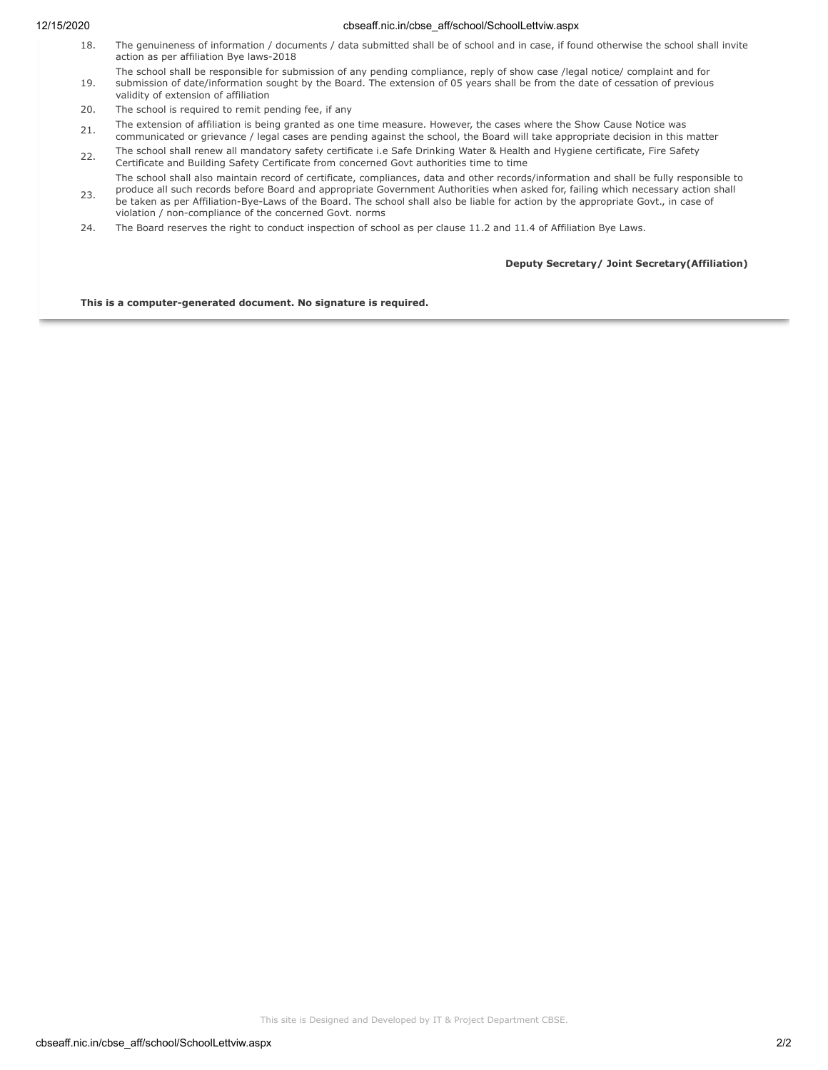18. The genuineness of information / documents / data submitted shall be of school and in case, if found otherwise the school shall invite action as per affiliation Bye laws-2018
19. The school shall be responsible for submission of any pending compliance, reply of show case /legal notice/ complaint and for submission of date/information sought by the Board. The extension of 05 years shall be from the date of cessation of previous validity of extension of affiliation
20. The school is required to remit pending fee, if any
21. The extension of affiliation is being granted as one time measure. However, the cases where the Show Cause Notice was communicated or grievance / legal cases are pending against the school, the Board will take appropriate decision in this matter
22. The school shall renew all mandatory safety certificate i.e Safe Drinking Water & Health and Hygiene certificate, Fire Safety Certificate and Building Safety Certificate from concerned Govt authorities time to time
23. The school shall also maintain record of certificate, compliances, data and other records/information and shall be fully responsible to produce all such records before Board and appropriate Government Authorities when asked for, failing which necessary action shall be taken as per Affiliation-Bye-Laws of the Board. The school shall also be liable for action by the appropriate Govt., in case of violation / non-compliance of the concerned Govt. norms
24. The Board reserves the right to conduct inspection of school as per clause 11.2 and 11.4 of Affiliation Bye Laws.

**Deputy Secretary/ Joint Secretary(Affiliation)**

**This is a computer-generated document. No signature is required.**

This site is Designed and Developed by IT & Project Department CBSE.